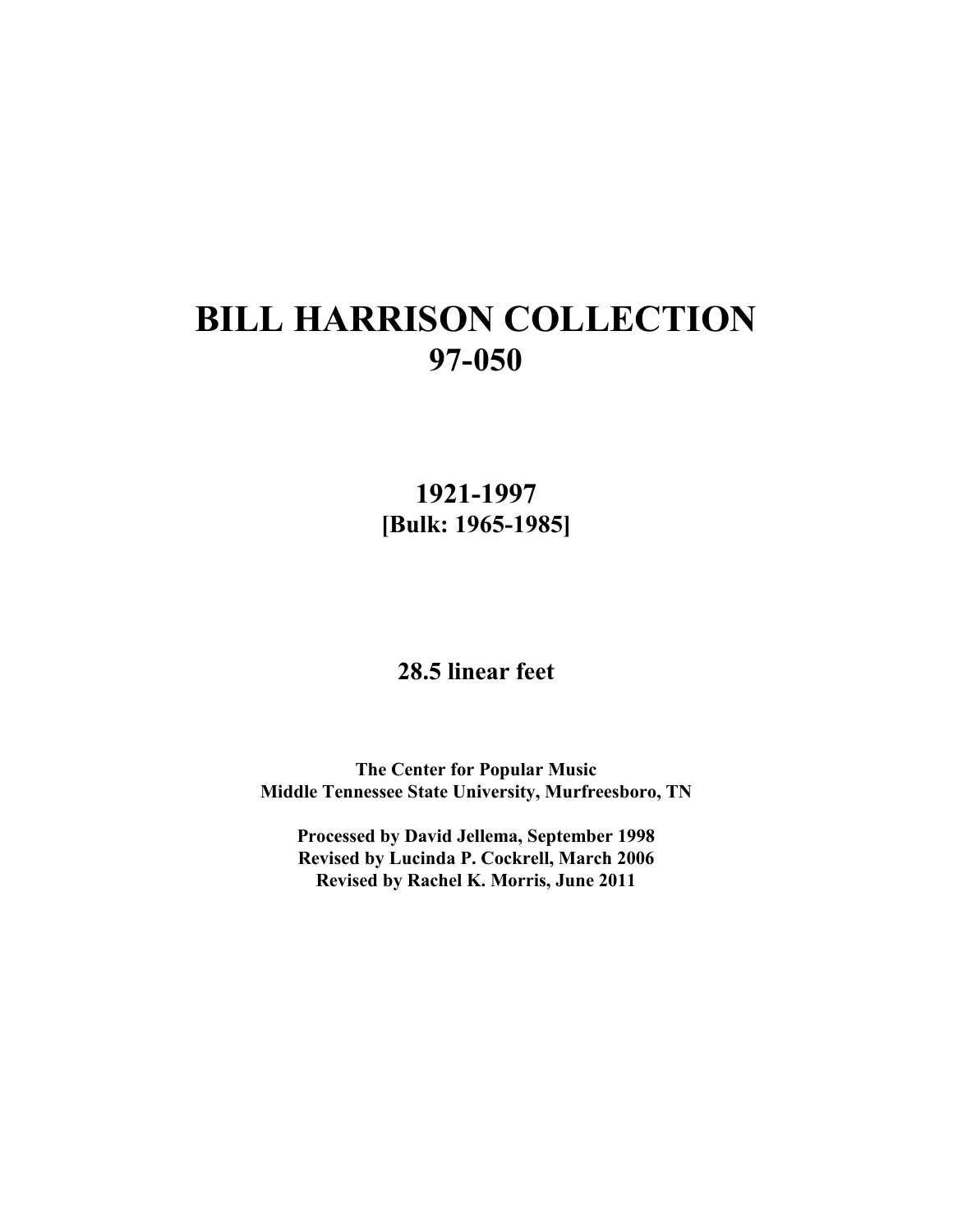# BILL HARRISON COLLECTION
## 97-050

**1921-1997**
**[Bulk: 1965-1985]**

**28.5 linear feet**

**The Center for Popular Music**
**Middle Tennessee State University, Murfreesboro, TN**

**Processed by David Jellema, September 1998**
**Revised by Lucinda P. Cockrell, March 2006**
**Revised by Rachel K. Morris, June 2011**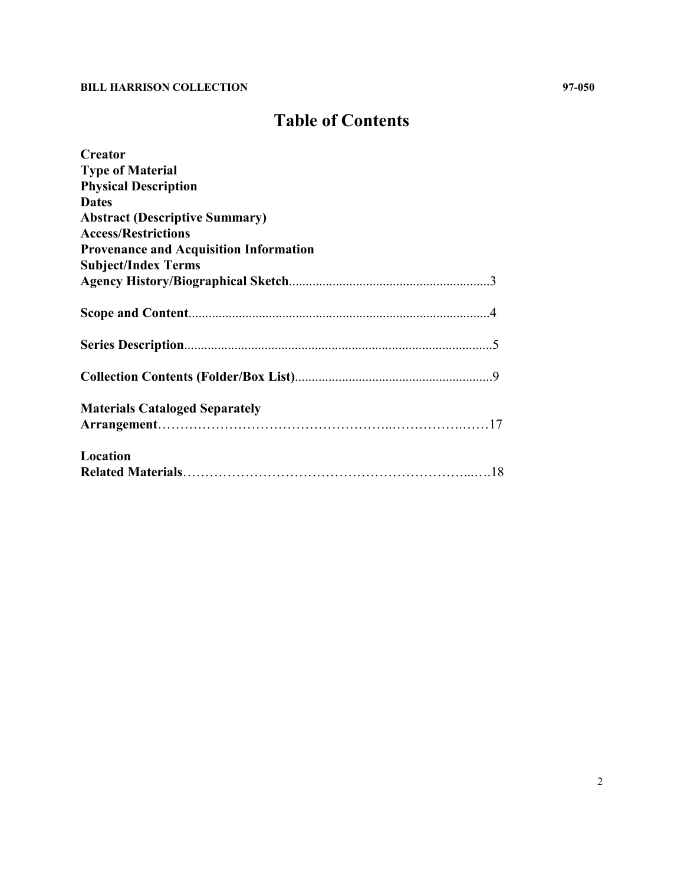# Table of Contents

**Creator**
**Type of Material**
**Physical Description**
**Dates**
**Abstract (Descriptive Summary)**
**Access/Restrictions**
**Provenance and Acquisition Information**
**Subject/Index Terms**
**Agency History/Biographical Sketch**............................................................3

**Scope and Content**..........................................................................................4

**Series Description**............................................................................................5

**Collection Contents (Folder/Box List)**...........................................................9

**Materials Cataloged Separately**
**Arrangement**…………………………………………..……………..……17

**Location**
**Related Materials**………………………………………………………...….18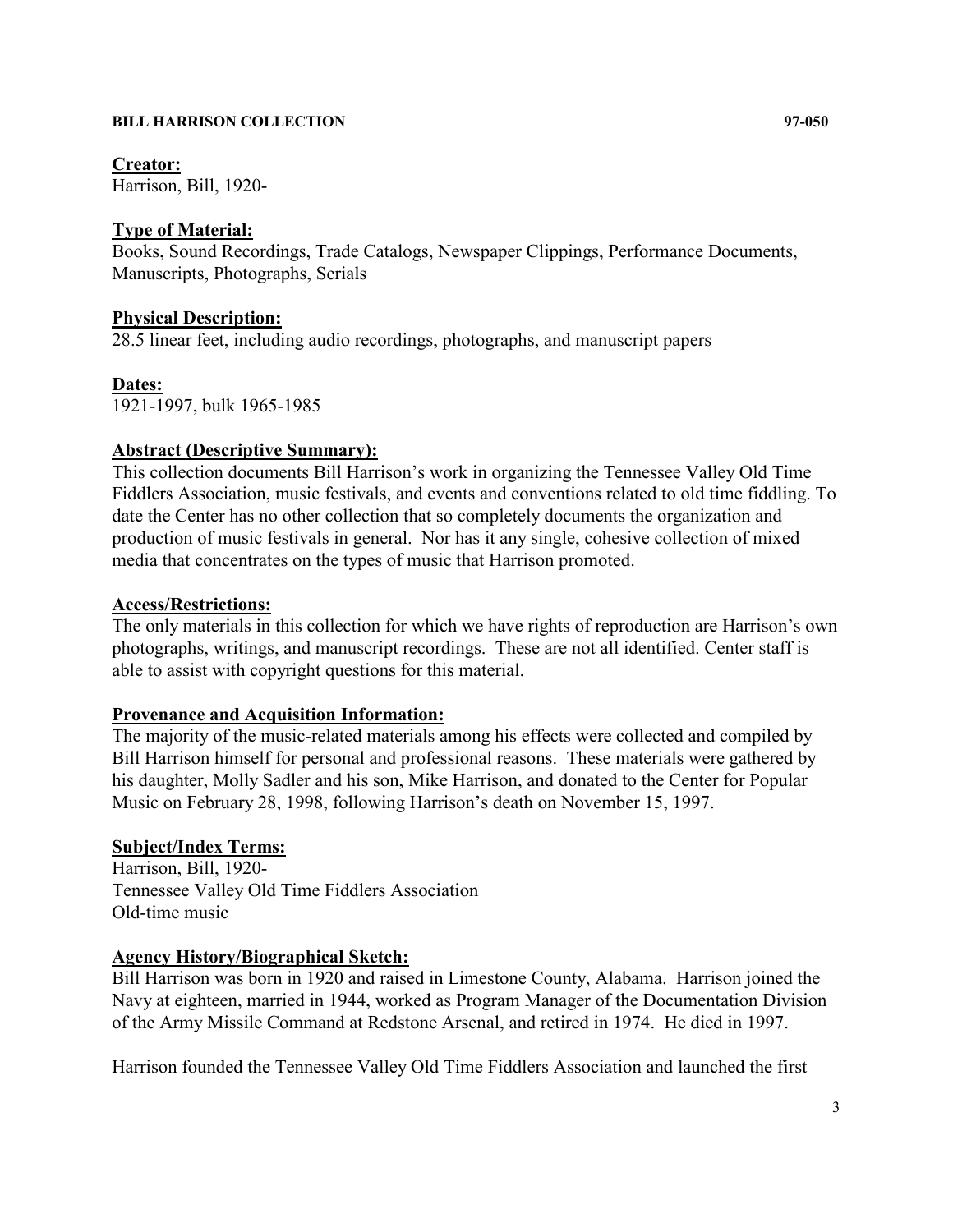**Creator:**
Harrison, Bill, 1920-

**Type of Material:**
Books, Sound Recordings, Trade Catalogs, Newspaper Clippings, Performance Documents, Manuscripts, Photographs, Serials

**Physical Description:**
28.5 linear feet, including audio recordings, photographs, and manuscript papers

**Dates:**
1921-1997, bulk 1965-1985

**Abstract (Descriptive Summary):**
This collection documents Bill Harrison's work in organizing the Tennessee Valley Old Time Fiddlers Association, music festivals, and events and conventions related to old time fiddling. To date the Center has no other collection that so completely documents the organization and production of music festivals in general. Nor has it any single, cohesive collection of mixed media that concentrates on the types of music that Harrison promoted.

**Access/Restrictions:**
The only materials in this collection for which we have rights of reproduction are Harrison's own photographs, writings, and manuscript recordings. These are not all identified. Center staff is able to assist with copyright questions for this material.

**Provenance and Acquisition Information:**
The majority of the music-related materials among his effects were collected and compiled by Bill Harrison himself for personal and professional reasons. These materials were gathered by his daughter, Molly Sadler and his son, Mike Harrison, and donated to the Center for Popular Music on February 28, 1998, following Harrison's death on November 15, 1997.

**Subject/Index Terms:**
Harrison, Bill, 1920-
Tennessee Valley Old Time Fiddlers Association
Old-time music

**Agency History/Biographical Sketch:**
Bill Harrison was born in 1920 and raised in Limestone County, Alabama. Harrison joined the Navy at eighteen, married in 1944, worked as Program Manager of the Documentation Division of the Army Missile Command at Redstone Arsenal, and retired in 1974. He died in 1997.

Harrison founded the Tennessee Valley Old Time Fiddlers Association and launched the first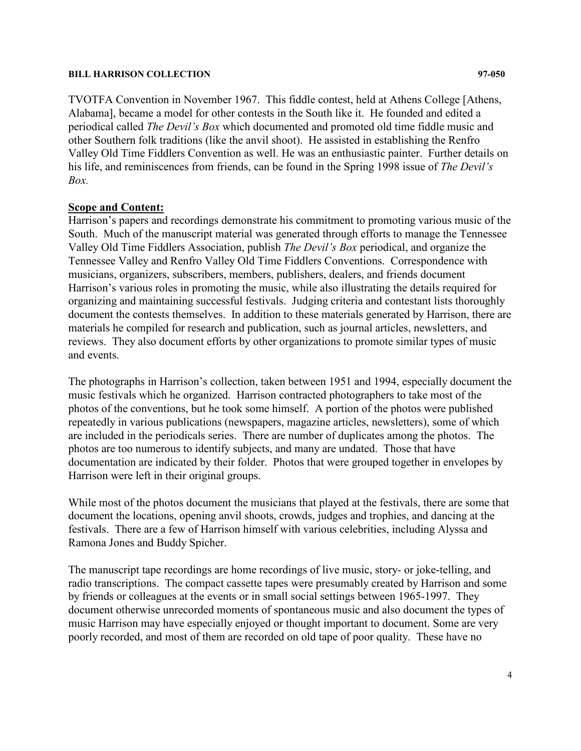TVOTFA Convention in November 1967. This fiddle contest, held at Athens College [Athens, Alabama], became a model for other contests in the South like it. He founded and edited a periodical called *The Devil's Box* which documented and promoted old time fiddle music and other Southern folk traditions (like the anvil shoot). He assisted in establishing the Renfro Valley Old Time Fiddlers Convention as well. He was an enthusiastic painter. Further details on his life, and reminiscences from friends, can be found in the Spring 1998 issue of *The Devil's Box.*

## Scope and Content:

Harrison's papers and recordings demonstrate his commitment to promoting various music of the South. Much of the manuscript material was generated through efforts to manage the Tennessee Valley Old Time Fiddlers Association, publish *The Devil's Box* periodical, and organize the Tennessee Valley and Renfro Valley Old Time Fiddlers Conventions. Correspondence with musicians, organizers, subscribers, members, publishers, dealers, and friends document Harrison's various roles in promoting the music, while also illustrating the details required for organizing and maintaining successful festivals. Judging criteria and contestant lists thoroughly document the contests themselves. In addition to these materials generated by Harrison, there are materials he compiled for research and publication, such as journal articles, newsletters, and reviews. They also document efforts by other organizations to promote similar types of music and events.

The photographs in Harrison's collection, taken between 1951 and 1994, especially document the music festivals which he organized. Harrison contracted photographers to take most of the photos of the conventions, but he took some himself. A portion of the photos were published repeatedly in various publications (newspapers, magazine articles, newsletters), some of which are included in the periodicals series. There are number of duplicates among the photos. The photos are too numerous to identify subjects, and many are undated. Those that have documentation are indicated by their folder. Photos that were grouped together in envelopes by Harrison were left in their original groups.

While most of the photos document the musicians that played at the festivals, there are some that document the locations, opening anvil shoots, crowds, judges and trophies, and dancing at the festivals. There are a few of Harrison himself with various celebrities, including Alyssa and Ramona Jones and Buddy Spicher.

The manuscript tape recordings are home recordings of live music, story- or joke-telling, and radio transcriptions. The compact cassette tapes were presumably created by Harrison and some by friends or colleagues at the events or in small social settings between 1965-1997. They document otherwise unrecorded moments of spontaneous music and also document the types of music Harrison may have especially enjoyed or thought important to document. Some are very poorly recorded, and most of them are recorded on old tape of poor quality. These have no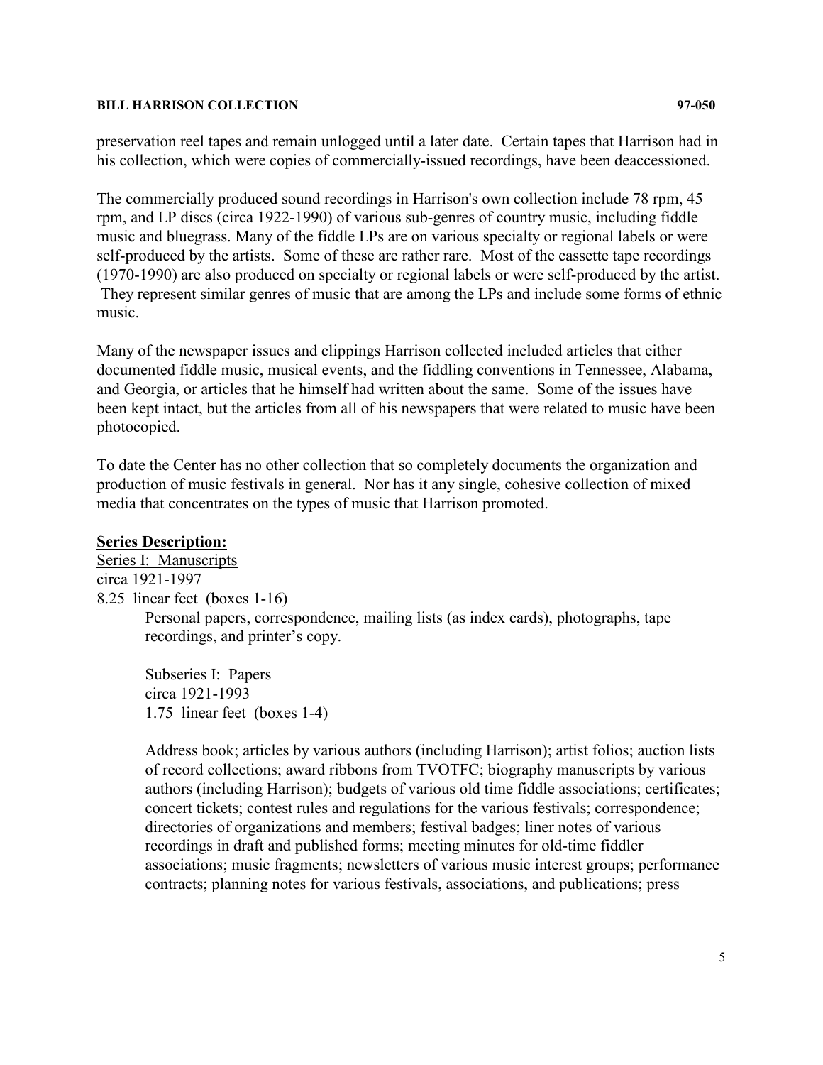preservation reel tapes and remain unlogged until a later date. Certain tapes that Harrison had in his collection, which were copies of commercially-issued recordings, have been deaccessioned.

The commercially produced sound recordings in Harrison's own collection include 78 rpm, 45 rpm, and LP discs (circa 1922-1990) of various sub-genres of country music, including fiddle music and bluegrass. Many of the fiddle LPs are on various specialty or regional labels or were self-produced by the artists. Some of these are rather rare. Most of the cassette tape recordings (1970-1990) are also produced on specialty or regional labels or were self-produced by the artist. They represent similar genres of music that are among the LPs and include some forms of ethnic music.

Many of the newspaper issues and clippings Harrison collected included articles that either documented fiddle music, musical events, and the fiddling conventions in Tennessee, Alabama, and Georgia, or articles that he himself had written about the same. Some of the issues have been kept intact, but the articles from all of his newspapers that were related to music have been photocopied.

To date the Center has no other collection that so completely documents the organization and production of music festivals in general. Nor has it any single, cohesive collection of mixed media that concentrates on the types of music that Harrison promoted.

**Series Description:**

Series I: Manuscripts
circa 1921-1997
8.25 linear feet (boxes 1-16)

> Personal papers, correspondence, mailing lists (as index cards), photographs, tape recordings, and printer's copy.
>
> Subseries I: Papers
> circa 1921-1993
> 1.75 linear feet (boxes 1-4)
>
> Address book; articles by various authors (including Harrison); artist folios; auction lists of record collections; award ribbons from TVOTFC; biography manuscripts by various authors (including Harrison); budgets of various old time fiddle associations; certificates; concert tickets; contest rules and regulations for the various festivals; correspondence; directories of organizations and members; festival badges; liner notes of various recordings in draft and published forms; meeting minutes for old-time fiddler associations; music fragments; newsletters of various music interest groups; performance contracts; planning notes for various festivals, associations, and publications; press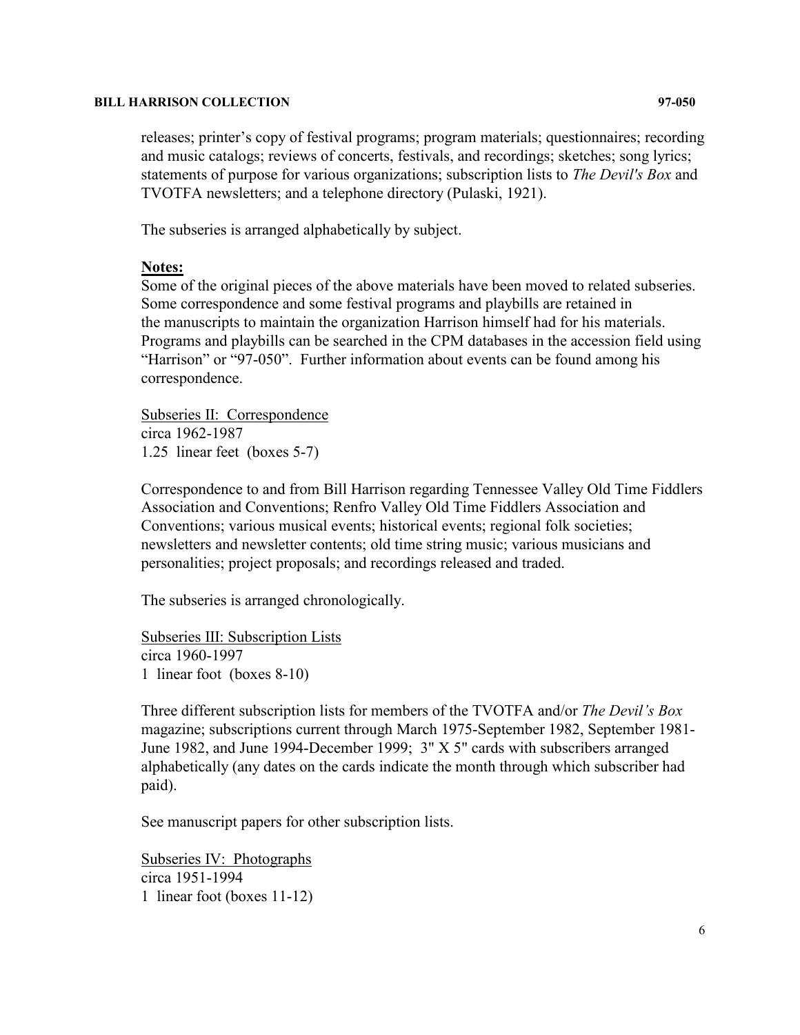releases; printer's copy of festival programs; program materials; questionnaires; recording and music catalogs; reviews of concerts, festivals, and recordings; sketches; song lyrics; statements of purpose for various organizations; subscription lists to *The Devil's Box* and TVOTFA newsletters; and a telephone directory (Pulaski, 1921).

The subseries is arranged alphabetically by subject.

**Notes:**
Some of the original pieces of the above materials have been moved to related subseries. Some correspondence and some festival programs and playbills are retained in the manuscripts to maintain the organization Harrison himself had for his materials. Programs and playbills can be searched in the CPM databases in the accession field using "Harrison" or "97-050". Further information about events can be found among his correspondence.

Subseries II: Correspondence
circa 1962-1987
1.25 linear feet (boxes 5-7)

Correspondence to and from Bill Harrison regarding Tennessee Valley Old Time Fiddlers Association and Conventions; Renfro Valley Old Time Fiddlers Association and Conventions; various musical events; historical events; regional folk societies; newsletters and newsletter contents; old time string music; various musicians and personalities; project proposals; and recordings released and traded.

The subseries is arranged chronologically.

Subseries III: Subscription Lists
circa 1960-1997
1 linear foot (boxes 8-10)

Three different subscription lists for members of the TVOTFA and/or *The Devil's Box* magazine; subscriptions current through March 1975-September 1982, September 1981-June 1982, and June 1994-December 1999; 3" X 5" cards with subscribers arranged alphabetically (any dates on the cards indicate the month through which subscriber had paid).

See manuscript papers for other subscription lists.

Subseries IV: Photographs
circa 1951-1994
1 linear foot (boxes 11-12)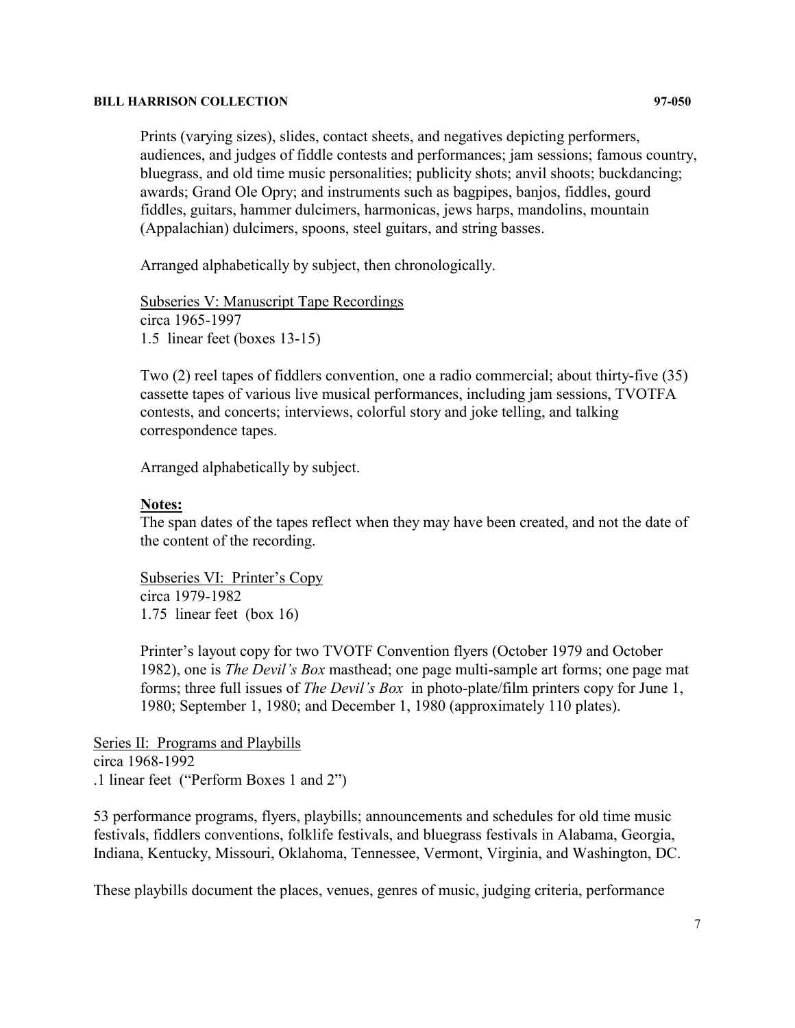Prints (varying sizes), slides, contact sheets, and negatives depicting performers, audiences, and judges of fiddle contests and performances; jam sessions; famous country, bluegrass, and old time music personalities; publicity shots; anvil shoots; buckdancing; awards; Grand Ole Opry; and instruments such as bagpipes, banjos, fiddles, gourd fiddles, guitars, hammer dulcimers, harmonicas, jews harps, mandolins, mountain (Appalachian) dulcimers, spoons, steel guitars, and string basses.

Arranged alphabetically by subject, then chronologically.

Subseries V: Manuscript Tape Recordings
circa 1965-1997
1.5 linear feet (boxes 13-15)

Two (2) reel tapes of fiddlers convention, one a radio commercial; about thirty-five (35) cassette tapes of various live musical performances, including jam sessions, TVOTFA contests, and concerts; interviews, colorful story and joke telling, and talking correspondence tapes.

Arranged alphabetically by subject.

**Notes:**
The span dates of the tapes reflect when they may have been created, and not the date of the content of the recording.

Subseries VI: Printer's Copy
circa 1979-1982
1.75 linear feet (box 16)

Printer's layout copy for two TVOTF Convention flyers (October 1979 and October 1982), one is *The Devil's Box* masthead; one page multi-sample art forms; one page mat forms; three full issues of *The Devil's Box* in photo-plate/film printers copy for June 1, 1980; September 1, 1980; and December 1, 1980 (approximately 110 plates).

Series II: Programs and Playbills
circa 1968-1992
.1 linear feet ("Perform Boxes 1 and 2")

53 performance programs, flyers, playbills; announcements and schedules for old time music festivals, fiddlers conventions, folklife festivals, and bluegrass festivals in Alabama, Georgia, Indiana, Kentucky, Missouri, Oklahoma, Tennessee, Vermont, Virginia, and Washington, DC.

These playbills document the places, venues, genres of music, judging criteria, performance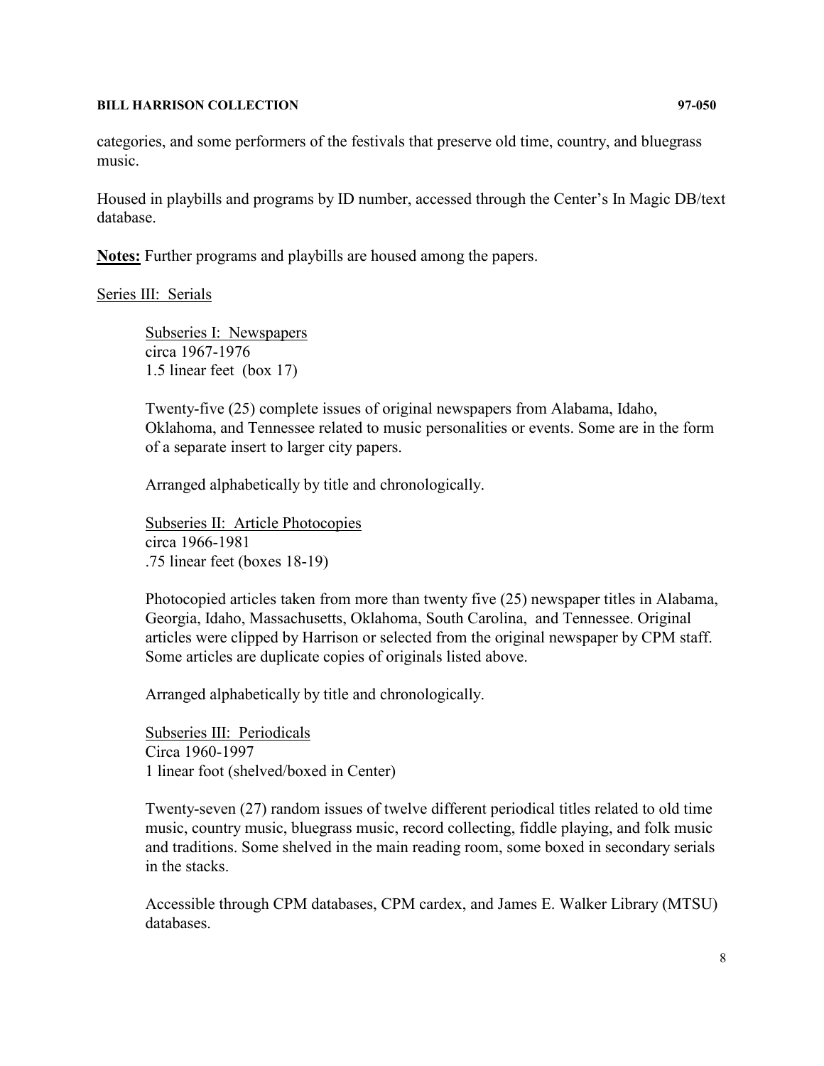categories, and some performers of the festivals that preserve old time, country, and bluegrass music.

Housed in playbills and programs by ID number, accessed through the Center's In Magic DB/text database.

**Notes:** Further programs and playbills are housed among the papers.

Series III: Serials

Subseries I: Newspapers
circa 1967-1976
1.5 linear feet (box 17)

Twenty-five (25) complete issues of original newspapers from Alabama, Idaho, Oklahoma, and Tennessee related to music personalities or events. Some are in the form of a separate insert to larger city papers.

Arranged alphabetically by title and chronologically.

Subseries II: Article Photocopies
circa 1966-1981
.75 linear feet (boxes 18-19)

Photocopied articles taken from more than twenty five (25) newspaper titles in Alabama, Georgia, Idaho, Massachusetts, Oklahoma, South Carolina, and Tennessee. Original articles were clipped by Harrison or selected from the original newspaper by CPM staff. Some articles are duplicate copies of originals listed above.

Arranged alphabetically by title and chronologically.

Subseries III: Periodicals
Circa 1960-1997
1 linear foot (shelved/boxed in Center)

Twenty-seven (27) random issues of twelve different periodical titles related to old time music, country music, bluegrass music, record collecting, fiddle playing, and folk music and traditions. Some shelved in the main reading room, some boxed in secondary serials in the stacks.

Accessible through CPM databases, CPM cardex, and James E. Walker Library (MTSU) databases.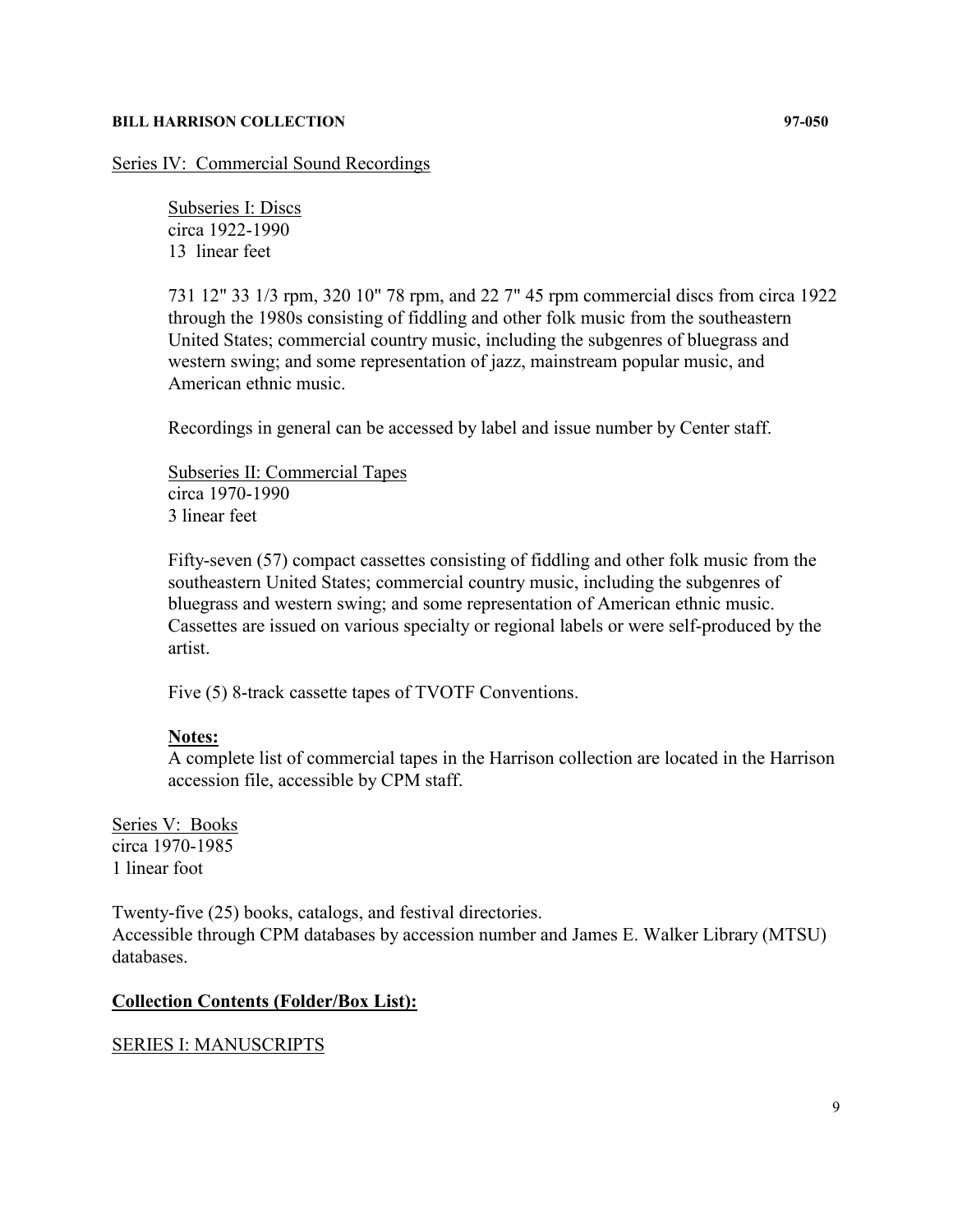Series IV: Commercial Sound Recordings

Subseries I: Discs
circa 1922-1990
13 linear feet

731 12" 33 1/3 rpm, 320 10" 78 rpm, and 22 7" 45 rpm commercial discs from circa 1922 through the 1980s consisting of fiddling and other folk music from the southeastern United States; commercial country music, including the subgenres of bluegrass and western swing; and some representation of jazz, mainstream popular music, and American ethnic music.

Recordings in general can be accessed by label and issue number by Center staff.

Subseries II: Commercial Tapes
circa 1970-1990
3 linear feet

Fifty-seven (57) compact cassettes consisting of fiddling and other folk music from the southeastern United States; commercial country music, including the subgenres of bluegrass and western swing; and some representation of American ethnic music. Cassettes are issued on various specialty or regional labels or were self-produced by the artist.

Five (5) 8-track cassette tapes of TVOTF Conventions.

**Notes:**
A complete list of commercial tapes in the Harrison collection are located in the Harrison accession file, accessible by CPM staff.

Series V: Books
circa 1970-1985
1 linear foot

Twenty-five (25) books, catalogs, and festival directories.
Accessible through CPM databases by accession number and James E. Walker Library (MTSU) databases.

**Collection Contents (Folder/Box List):**

SERIES I: MANUSCRIPTS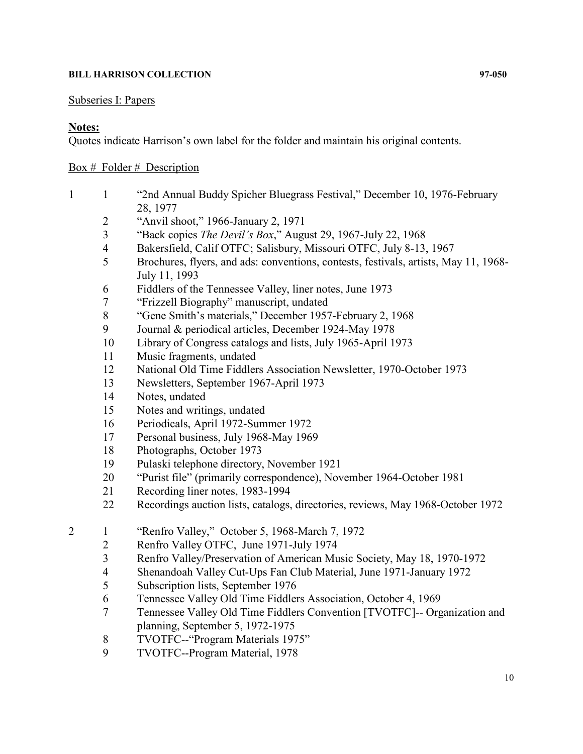Subseries I: Papers

**Notes:**
Quotes indicate Harrison's own label for the folder and maintain his original contents.

| Box # | Folder # | Description |
|---|---|---|
| 1 | 1 | "2nd Annual Buddy Spicher Bluegrass Festival," December 10, 1976-February 28, 1977 |
| | 2 | "Anvil shoot," 1966-January 2, 1971 |
| | 3 | "Back copies *The Devil's Box*," August 29, 1967-July 22, 1968 |
| | 4 | Bakersfield, Calif OTFC; Salisbury, Missouri OTFC, July 8-13, 1967 |
| | 5 | Brochures, flyers, and ads: conventions, contests, festivals, artists, May 11, 1968-July 11, 1993 |
| | 6 | Fiddlers of the Tennessee Valley, liner notes, June 1973 |
| | 7 | "Frizzell Biography" manuscript, undated |
| | 8 | "Gene Smith's materials," December 1957-February 2, 1968 |
| | 9 | Journal & periodical articles, December 1924-May 1978 |
| | 10 | Library of Congress catalogs and lists, July 1965-April 1973 |
| | 11 | Music fragments, undated |
| | 12 | National Old Time Fiddlers Association Newsletter, 1970-October 1973 |
| | 13 | Newsletters, September 1967-April 1973 |
| | 14 | Notes, undated |
| | 15 | Notes and writings, undated |
| | 16 | Periodicals, April 1972-Summer 1972 |
| | 17 | Personal business, July 1968-May 1969 |
| | 18 | Photographs, October 1973 |
| | 19 | Pulaski telephone directory, November 1921 |
| | 20 | "Purist file" (primarily correspondence), November 1964-October 1981 |
| | 21 | Recording liner notes, 1983-1994 |
| | 22 | Recordings auction lists, catalogs, directories, reviews, May 1968-October 1972 |
| 2 | 1 | "Renfro Valley," October 5, 1968-March 7, 1972 |
| | 2 | Renfro Valley OTFC, June 1971-July 1974 |
| | 3 | Renfro Valley/Preservation of American Music Society, May 18, 1970-1972 |
| | 4 | Shenandoah Valley Cut-Ups Fan Club Material, June 1971-January 1972 |
| | 5 | Subscription lists, September 1976 |
| | 6 | Tennessee Valley Old Time Fiddlers Association, October 4, 1969 |
| | 7 | Tennessee Valley Old Time Fiddlers Convention [TVOTFC]-- Organization and planning, September 5, 1972-1975 |
| | 8 | TVOTFC--"Program Materials 1975" |
| | 9 | TVOTFC--Program Material, 1978 |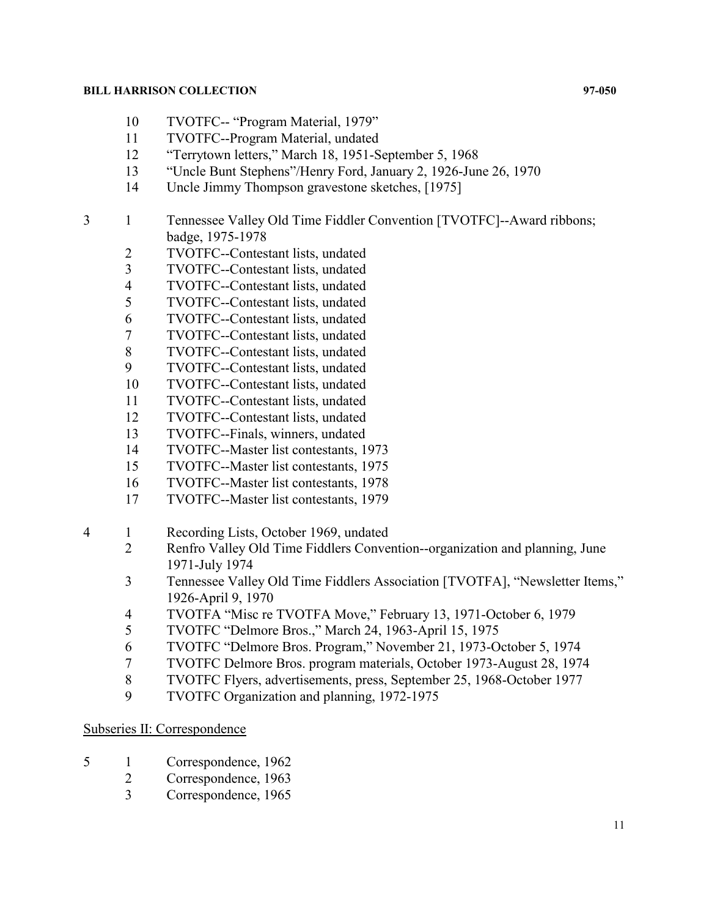| Box | Folder | Description |
| --- | --- | --- |
| | 10 | TVOTFC-- "Program Material, 1979" |
| | 11 | TVOTFC--Program Material, undated |
| | 12 | "Terrytown letters," March 18, 1951-September 5, 1968 |
| | 13 | "Uncle Bunt Stephens"/Henry Ford, January 2, 1926-June 26, 1970 |
| | 14 | Uncle Jimmy Thompson gravestone sketches, [1975] |
| 3 | 1 | Tennessee Valley Old Time Fiddler Convention [TVOTFC]--Award ribbons; badge, 1975-1978 |
| | 2 | TVOTFC--Contestant lists, undated |
| | 3 | TVOTFC--Contestant lists, undated |
| | 4 | TVOTFC--Contestant lists, undated |
| | 5 | TVOTFC--Contestant lists, undated |
| | 6 | TVOTFC--Contestant lists, undated |
| | 7 | TVOTFC--Contestant lists, undated |
| | 8 | TVOTFC--Contestant lists, undated |
| | 9 | TVOTFC--Contestant lists, undated |
| | 10 | TVOTFC--Contestant lists, undated |
| | 11 | TVOTFC--Contestant lists, undated |
| | 12 | TVOTFC--Contestant lists, undated |
| | 13 | TVOTFC--Finals, winners, undated |
| | 14 | TVOTFC--Master list contestants, 1973 |
| | 15 | TVOTFC--Master list contestants, 1975 |
| | 16 | TVOTFC--Master list contestants, 1978 |
| | 17 | TVOTFC--Master list contestants, 1979 |
| 4 | 1 | Recording Lists, October 1969, undated |
| | 2 | Renfro Valley Old Time Fiddlers Convention--organization and planning, June 1971-July 1974 |
| | 3 | Tennessee Valley Old Time Fiddlers Association [TVOTFA], "Newsletter Items," 1926-April 9, 1970 |
| | 4 | TVOTFA "Misc re TVOTFA Move," February 13, 1971-October 6, 1979 |
| | 5 | TVOTFC "Delmore Bros.," March 24, 1963-April 15, 1975 |
| | 6 | TVOTFC "Delmore Bros. Program," November 21, 1973-October 5, 1974 |
| | 7 | TVOTFC Delmore Bros. program materials, October 1973-August 28, 1974 |
| | 8 | TVOTFC Flyers, advertisements, press, September 25, 1968-October 1977 |
| | 9 | TVOTFC Organization and planning, 1972-1975 |

Subseries II: Correspondence

| Box | Folder | Description |
| --- | --- | --- |
| 5 | 1 | Correspondence, 1962 |
| | 2 | Correspondence, 1963 |
| | 3 | Correspondence, 1965 |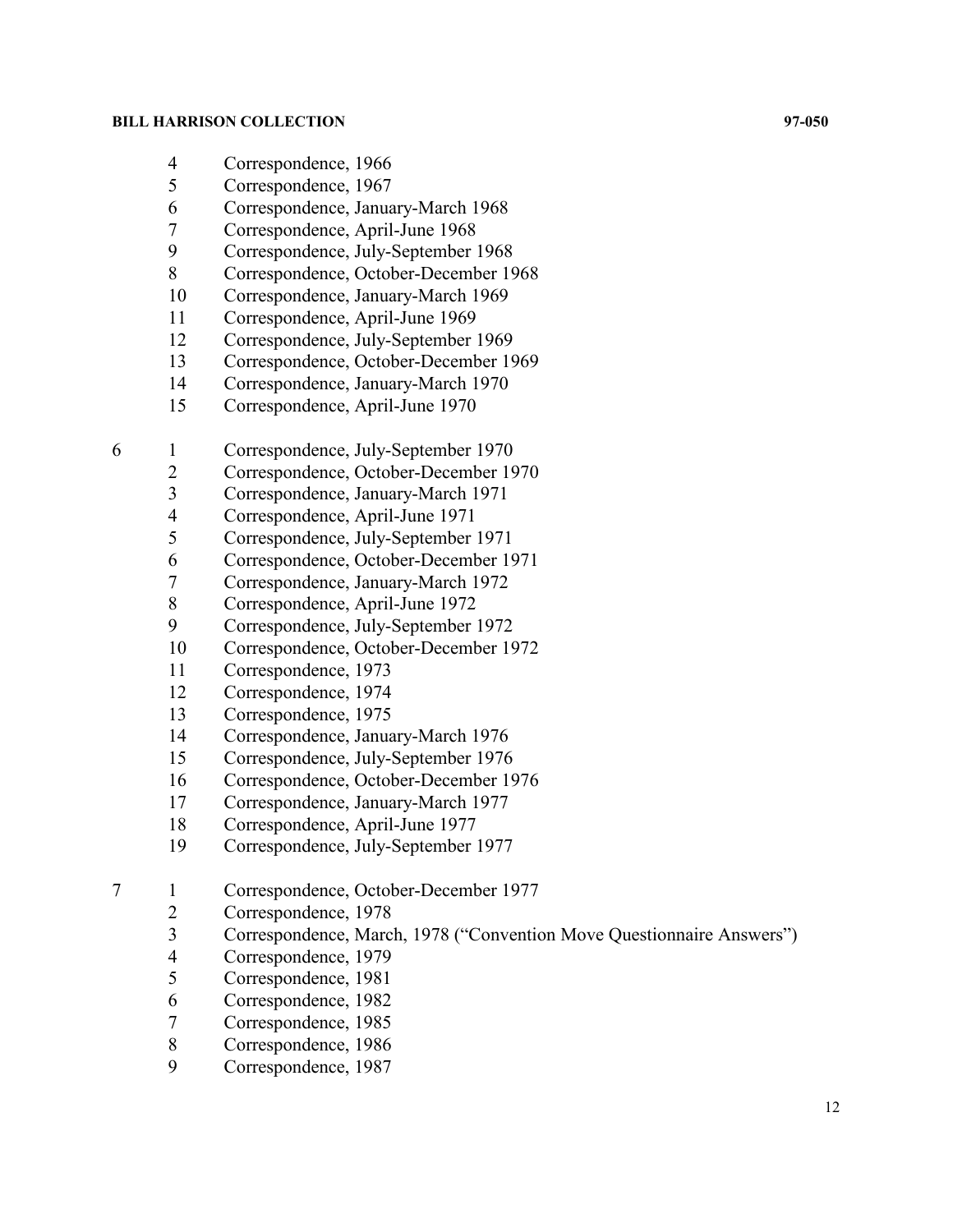| Box | Folder | Description |
|---|---|---|
| | 4 | Correspondence, 1966 |
| | 5 | Correspondence, 1967 |
| | 6 | Correspondence, January-March 1968 |
| | 7 | Correspondence, April-June 1968 |
| | 9 | Correspondence, July-September 1968 |
| | 8 | Correspondence, October-December 1968 |
| | 10 | Correspondence, January-March 1969 |
| | 11 | Correspondence, April-June 1969 |
| | 12 | Correspondence, July-September 1969 |
| | 13 | Correspondence, October-December 1969 |
| | 14 | Correspondence, January-March 1970 |
| | 15 | Correspondence, April-June 1970 |
| 6 | 1 | Correspondence, July-September 1970 |
| | 2 | Correspondence, October-December 1970 |
| | 3 | Correspondence, January-March 1971 |
| | 4 | Correspondence, April-June 1971 |
| | 5 | Correspondence, July-September 1971 |
| | 6 | Correspondence, October-December 1971 |
| | 7 | Correspondence, January-March 1972 |
| | 8 | Correspondence, April-June 1972 |
| | 9 | Correspondence, July-September 1972 |
| | 10 | Correspondence, October-December 1972 |
| | 11 | Correspondence, 1973 |
| | 12 | Correspondence, 1974 |
| | 13 | Correspondence, 1975 |
| | 14 | Correspondence, January-March 1976 |
| | 15 | Correspondence, July-September 1976 |
| | 16 | Correspondence, October-December 1976 |
| | 17 | Correspondence, January-March 1977 |
| | 18 | Correspondence, April-June 1977 |
| | 19 | Correspondence, July-September 1977 |
| 7 | 1 | Correspondence, October-December 1977 |
| | 2 | Correspondence, 1978 |
| | 3 | Correspondence, March, 1978 ("Convention Move Questionnaire Answers") |
| | 4 | Correspondence, 1979 |
| | 5 | Correspondence, 1981 |
| | 6 | Correspondence, 1982 |
| | 7 | Correspondence, 1985 |
| | 8 | Correspondence, 1986 |
| | 9 | Correspondence, 1987 |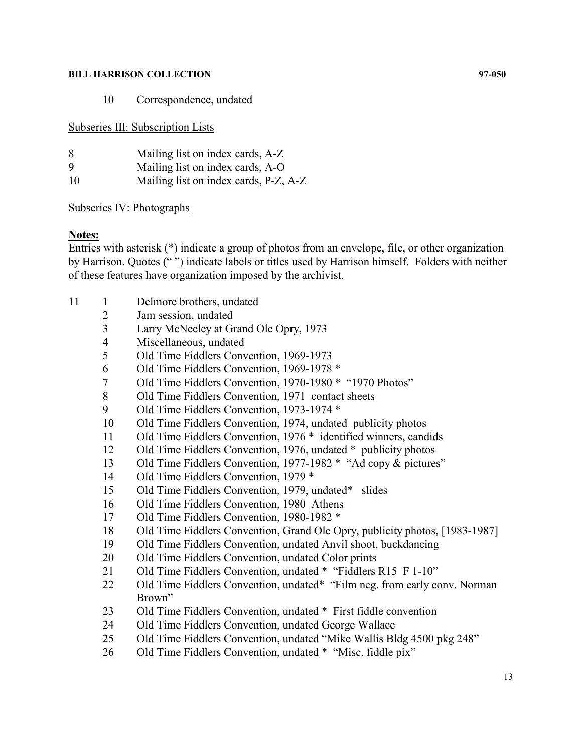| | | |
|---|---|---|
| | 10 | Correspondence, undated |

Subseries III: Subscription Lists

| | |
|---|---|
| 8 | Mailing list on index cards, A-Z |
| 9 | Mailing list on index cards, A-O |
| 10 | Mailing list on index cards, P-Z, A-Z |

Subseries IV: Photographs

**Notes:**
Entries with asterisk (*) indicate a group of photos from an envelope, file, or other organization by Harrison. Quotes (" ") indicate labels or titles used by Harrison himself. Folders with neither of these features have organization imposed by the archivist.

| | | |
|---|---|---|
| 11 | 1 | Delmore brothers, undated |
| | 2 | Jam session, undated |
| | 3 | Larry McNeeley at Grand Ole Opry, 1973 |
| | 4 | Miscellaneous, undated |
| | 5 | Old Time Fiddlers Convention, 1969-1973 |
| | 6 | Old Time Fiddlers Convention, 1969-1978 * |
| | 7 | Old Time Fiddlers Convention, 1970-1980 * "1970 Photos" |
| | 8 | Old Time Fiddlers Convention, 1971 contact sheets |
| | 9 | Old Time Fiddlers Convention, 1973-1974 * |
| | 10 | Old Time Fiddlers Convention, 1974, undated publicity photos |
| | 11 | Old Time Fiddlers Convention, 1976 * identified winners, candids |
| | 12 | Old Time Fiddlers Convention, 1976, undated * publicity photos |
| | 13 | Old Time Fiddlers Convention, 1977-1982 * "Ad copy & pictures" |
| | 14 | Old Time Fiddlers Convention, 1979 * |
| | 15 | Old Time Fiddlers Convention, 1979, undated* slides |
| | 16 | Old Time Fiddlers Convention, 1980 Athens |
| | 17 | Old Time Fiddlers Convention, 1980-1982 * |
| | 18 | Old Time Fiddlers Convention, Grand Ole Opry, publicity photos, [1983-1987] |
| | 19 | Old Time Fiddlers Convention, undated Anvil shoot, buckdancing |
| | 20 | Old Time Fiddlers Convention, undated Color prints |
| | 21 | Old Time Fiddlers Convention, undated * "Fiddlers R15 F 1-10" |
| | 22 | Old Time Fiddlers Convention, undated* "Film neg. from early conv. Norman Brown" |
| | 23 | Old Time Fiddlers Convention, undated * First fiddle convention |
| | 24 | Old Time Fiddlers Convention, undated George Wallace |
| | 25 | Old Time Fiddlers Convention, undated "Mike Wallis Bldg 4500 pkg 248" |
| | 26 | Old Time Fiddlers Convention, undated * "Misc. fiddle pix" |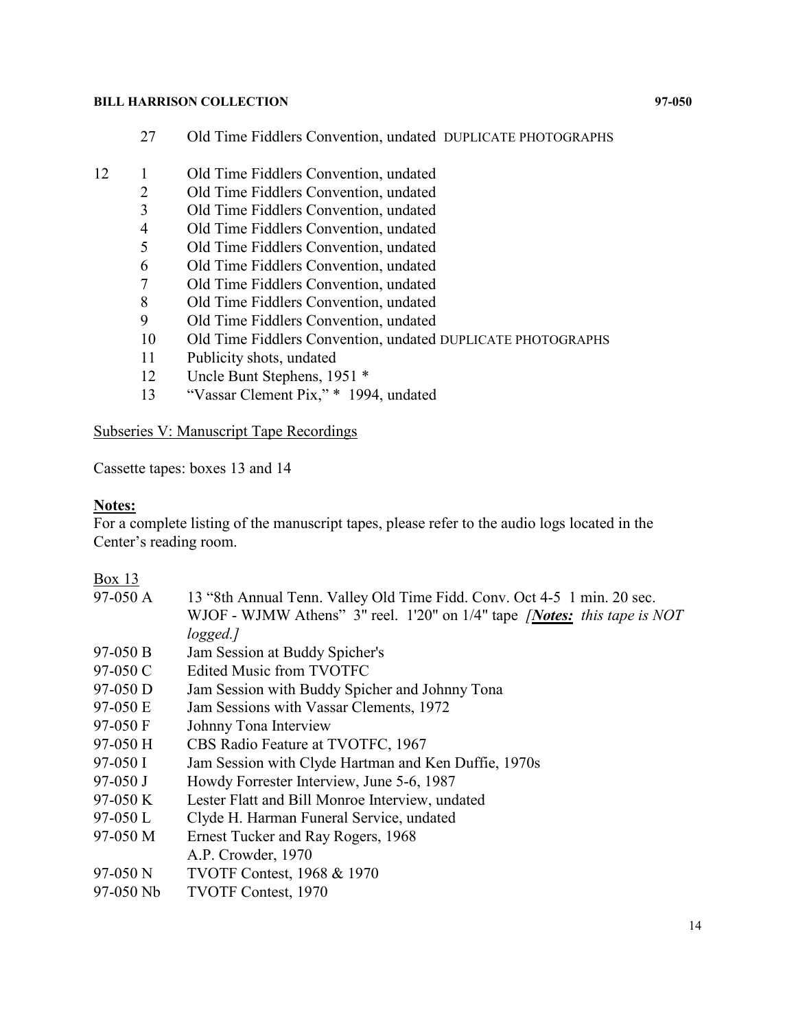| | | |
|---|---|---|
| | 27 | Old Time Fiddlers Convention, undated DUPLICATE PHOTOGRAPHS |
| 12 | 1 | Old Time Fiddlers Convention, undated |
| | 2 | Old Time Fiddlers Convention, undated |
| | 3 | Old Time Fiddlers Convention, undated |
| | 4 | Old Time Fiddlers Convention, undated |
| | 5 | Old Time Fiddlers Convention, undated |
| | 6 | Old Time Fiddlers Convention, undated |
| | 7 | Old Time Fiddlers Convention, undated |
| | 8 | Old Time Fiddlers Convention, undated |
| | 9 | Old Time Fiddlers Convention, undated |
| | 10 | Old Time Fiddlers Convention, undated DUPLICATE PHOTOGRAPHS |
| | 11 | Publicity shots, undated |
| | 12 | Uncle Bunt Stephens, 1951 * |
| | 13 | "Vassar Clement Pix," * 1994, undated |

Subseries V: Manuscript Tape Recordings

Cassette tapes: boxes 13 and 14

**Notes:**
For a complete listing of the manuscript tapes, please refer to the audio logs located in the Center's reading room.

Box 13

| | |
|---|---|
| 97-050 A | 13 "8th Annual Tenn. Valley Old Time Fidd. Conv. Oct 4-5 1 min. 20 sec. WJOF - WJMW Athens" 3" reel. 1'20" on 1/4" tape *[**Notes:** this tape is NOT logged.]* |
| 97-050 B | Jam Session at Buddy Spicher's |
| 97-050 C | Edited Music from TVOTFC |
| 97-050 D | Jam Session with Buddy Spicher and Johnny Tona |
| 97-050 E | Jam Sessions with Vassar Clements, 1972 |
| 97-050 F | Johnny Tona Interview |
| 97-050 H | CBS Radio Feature at TVOTFC, 1967 |
| 97-050 I | Jam Session with Clyde Hartman and Ken Duffie, 1970s |
| 97-050 J | Howdy Forrester Interview, June 5-6, 1987 |
| 97-050 K | Lester Flatt and Bill Monroe Interview, undated |
| 97-050 L | Clyde H. Harman Funeral Service, undated |
| 97-050 M | Ernest Tucker and Ray Rogers, 1968 |
| | A.P. Crowder, 1970 |
| 97-050 N | TVOTF Contest, 1968 & 1970 |
| 97-050 Nb | TVOTF Contest, 1970 |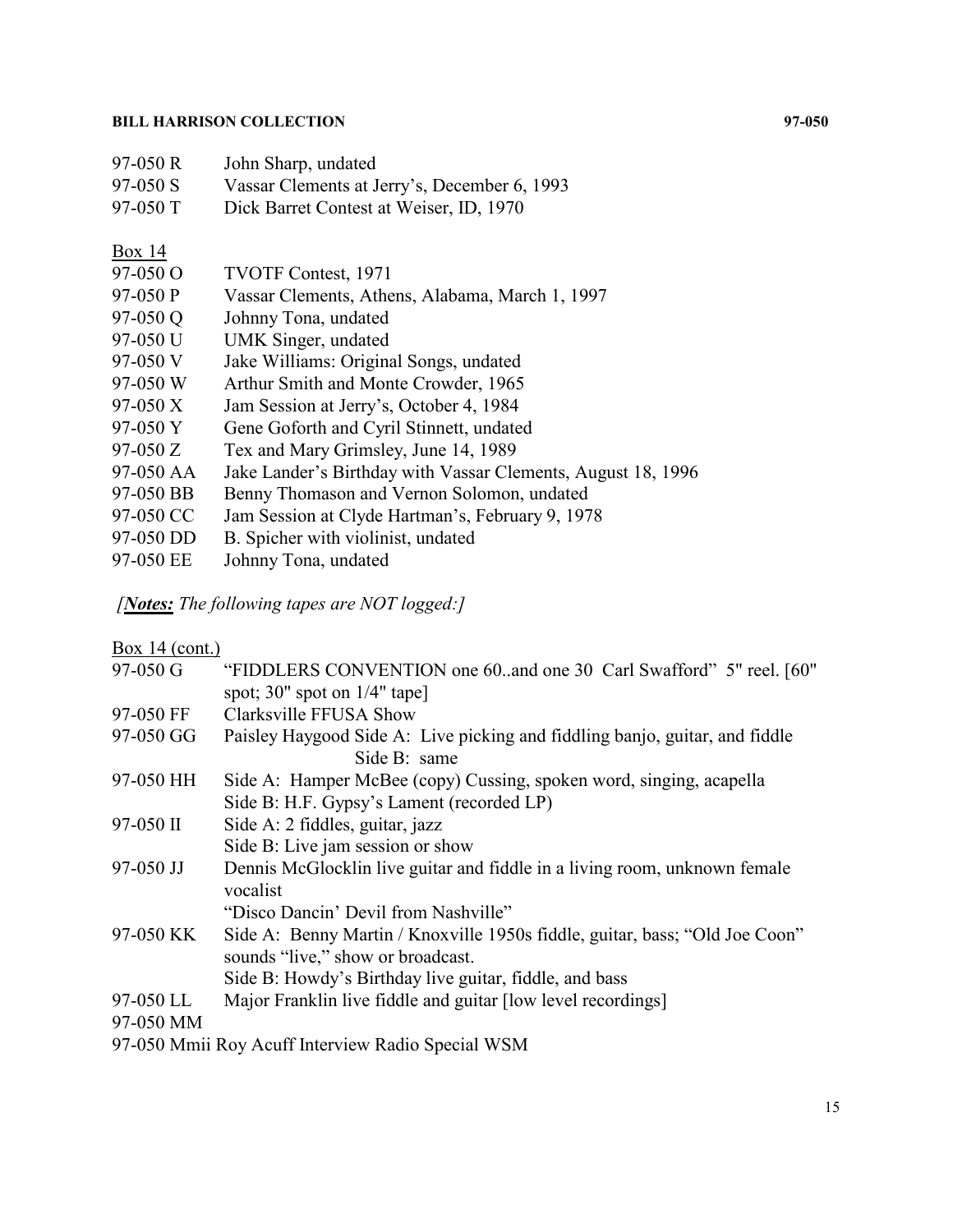97-050 R John Sharp, undated
97-050 S Vassar Clements at Jerry's, December 6, 1993
97-050 T Dick Barret Contest at Weiser, ID, 1970

Box 14

97-050 O TVOTF Contest, 1971
97-050 P Vassar Clements, Athens, Alabama, March 1, 1997
97-050 Q Johnny Tona, undated
97-050 U UMK Singer, undated
97-050 V Jake Williams: Original Songs, undated
97-050 W Arthur Smith and Monte Crowder, 1965
97-050 X Jam Session at Jerry's, October 4, 1984
97-050 Y Gene Goforth and Cyril Stinnett, undated
97-050 Z Tex and Mary Grimsley, June 14, 1989
97-050 AA Jake Lander's Birthday with Vassar Clements, August 18, 1996
97-050 BB Benny Thomason and Vernon Solomon, undated
97-050 CC Jam Session at Clyde Hartman's, February 9, 1978
97-050 DD B. Spicher with violinist, undated
97-050 EE Johnny Tona, undated

*[**Notes:** The following tapes are NOT logged:]*

Box 14 (cont.)

97-050 G "FIDDLERS CONVENTION one 60..and one 30 Carl Swafford" 5" reel. [60" spot; 30" spot on 1/4" tape]
97-050 FF Clarksville FFUSA Show
97-050 GG Paisley Haygood Side A: Live picking and fiddling banjo, guitar, and fiddle
Side B: same
97-050 HH Side A: Hamper McBee (copy) Cussing, spoken word, singing, acapella
Side B: H.F. Gypsy's Lament (recorded LP)
97-050 II Side A: 2 fiddles, guitar, jazz
Side B: Live jam session or show
97-050 JJ Dennis McGlocklin live guitar and fiddle in a living room, unknown female vocalist
"Disco Dancin' Devil from Nashville"
97-050 KK Side A: Benny Martin / Knoxville 1950s fiddle, guitar, bass; "Old Joe Coon" sounds "live," show or broadcast.
Side B: Howdy's Birthday live guitar, fiddle, and bass
97-050 LL Major Franklin live fiddle and guitar [low level recordings]
97-050 MM
97-050 Mmii Roy Acuff Interview Radio Special WSM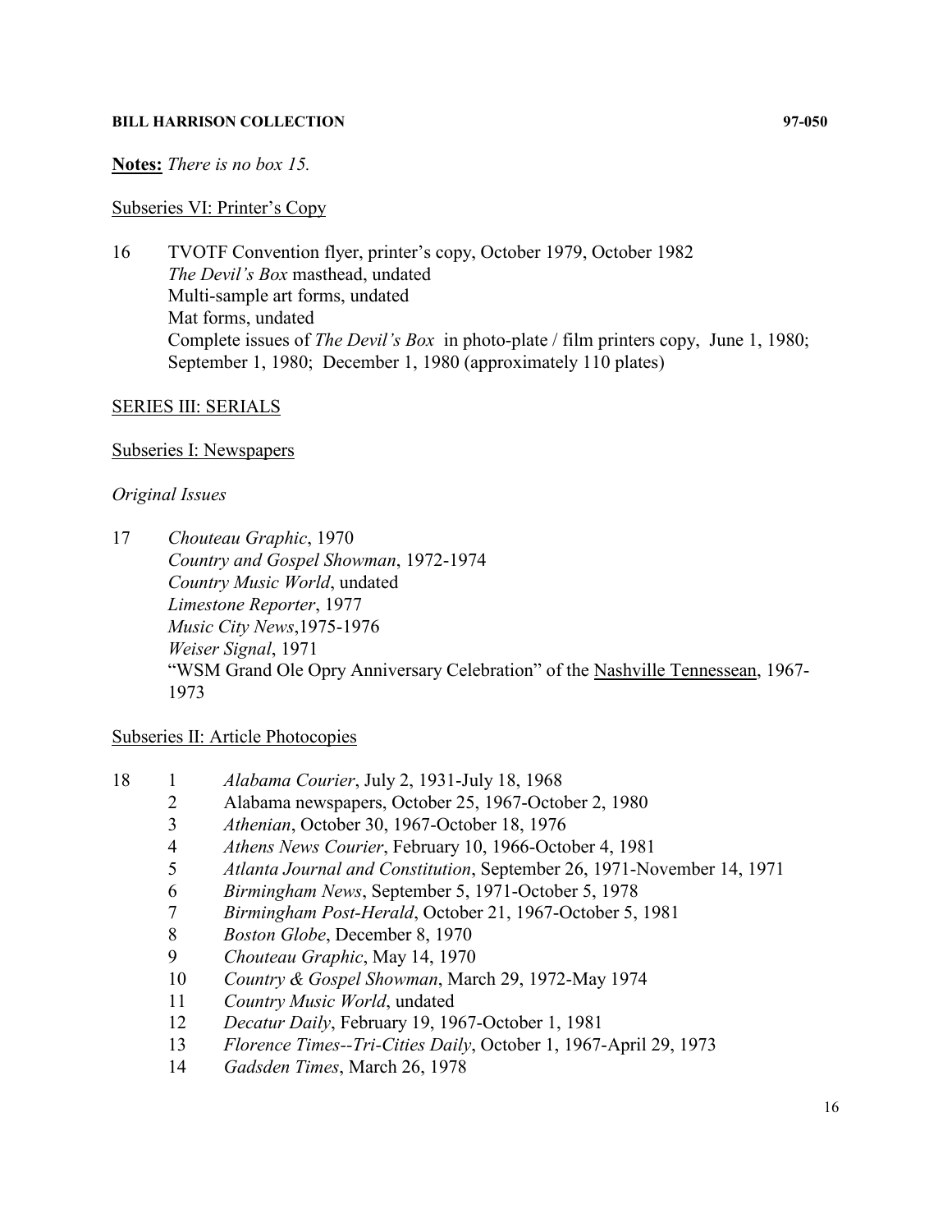**Notes:** *There is no box 15.*

Subseries VI: Printer's Copy

16 TVOTF Convention flyer, printer's copy, October 1979, October 1982
*The Devil's Box* masthead, undated
Multi-sample art forms, undated
Mat forms, undated
Complete issues of *The Devil's Box* in photo-plate / film printers copy, June 1, 1980; September 1, 1980; December 1, 1980 (approximately 110 plates)

SERIES III: SERIALS

Subseries I: Newspapers

*Original Issues*

17 *Chouteau Graphic*, 1970
*Country and Gospel Showman*, 1972-1974
*Country Music World*, undated
*Limestone Reporter*, 1977
*Music City News*,1975-1976
*Weiser Signal*, 1971
"WSM Grand Ole Opry Anniversary Celebration" of the Nashville Tennessean, 1967-1973

Subseries II: Article Photocopies

18
1 *Alabama Courier*, July 2, 1931-July 18, 1968
2 Alabama newspapers, October 25, 1967-October 2, 1980
3 *Athenian*, October 30, 1967-October 18, 1976
4 *Athens News Courier*, February 10, 1966-October 4, 1981
5 *Atlanta Journal and Constitution*, September 26, 1971-November 14, 1971
6 *Birmingham News*, September 5, 1971-October 5, 1978
7 *Birmingham Post-Herald*, October 21, 1967-October 5, 1981
8 *Boston Globe*, December 8, 1970
9 *Chouteau Graphic*, May 14, 1970
10 *Country & Gospel Showman*, March 29, 1972-May 1974
11 *Country Music World*, undated
12 *Decatur Daily*, February 19, 1967-October 1, 1981
13 *Florence Times--Tri-Cities Daily*, October 1, 1967-April 29, 1973
14 *Gadsden Times*, March 26, 1978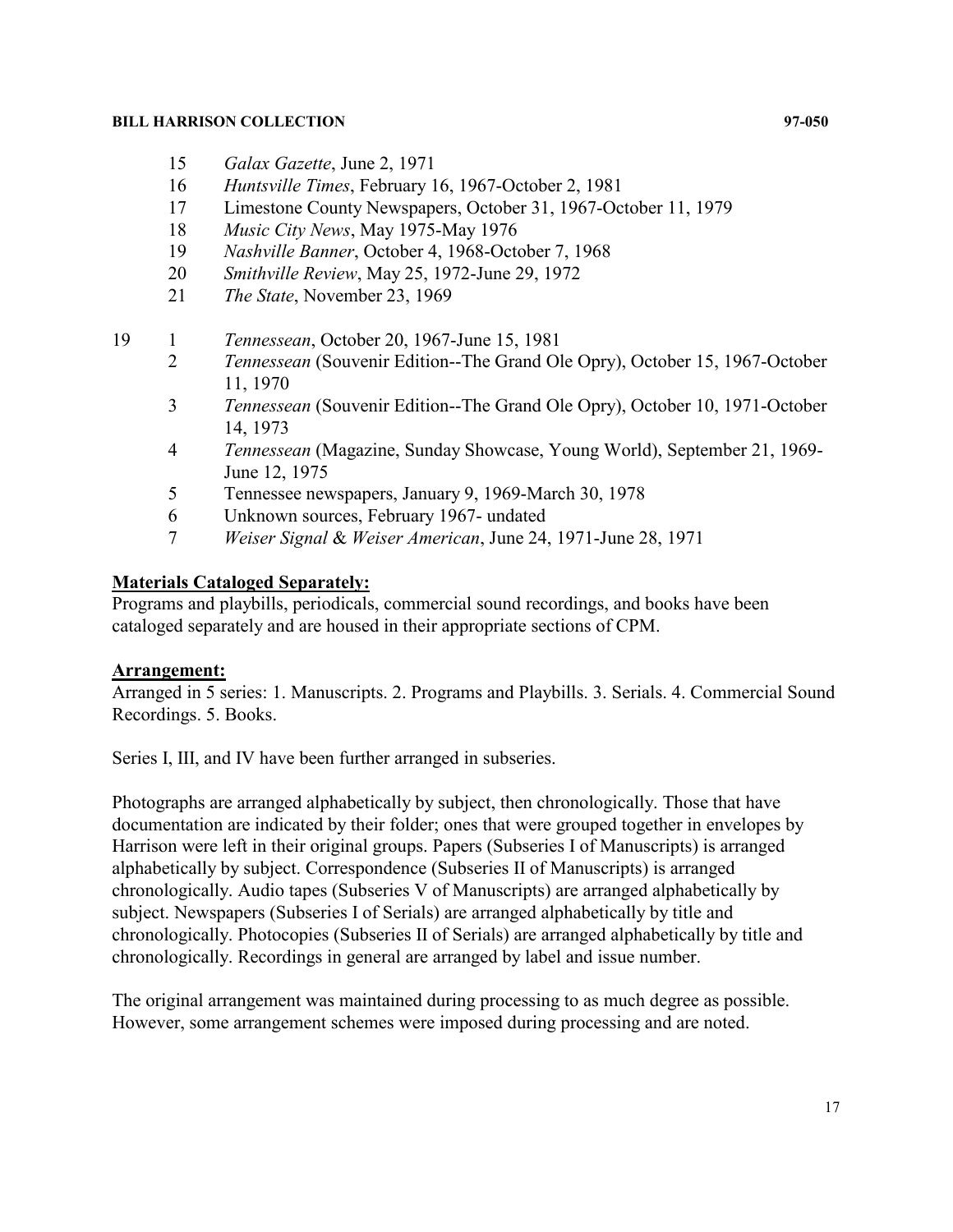| Box | Folder | Description |
|---|---|---|
| | 15 | *Galax Gazette*, June 2, 1971 |
| | 16 | *Huntsville Times*, February 16, 1967-October 2, 1981 |
| | 17 | Limestone County Newspapers, October 31, 1967-October 11, 1979 |
| | 18 | *Music City News*, May 1975-May 1976 |
| | 19 | *Nashville Banner*, October 4, 1968-October 7, 1968 |
| | 20 | *Smithville Review*, May 25, 1972-June 29, 1972 |
| | 21 | *The State*, November 23, 1969 |
| 19 | 1 | *Tennessean*, October 20, 1967-June 15, 1981 |
| | 2 | *Tennessean* (Souvenir Edition--The Grand Ole Opry), October 15, 1967-October 11, 1970 |
| | 3 | *Tennessean* (Souvenir Edition--The Grand Ole Opry), October 10, 1971-October 14, 1973 |
| | 4 | *Tennessean* (Magazine, Sunday Showcase, Young World), September 21, 1969-June 12, 1975 |
| | 5 | Tennessee newspapers, January 9, 1969-March 30, 1978 |
| | 6 | Unknown sources, February 1967- undated |
| | 7 | *Weiser Signal* & *Weiser American*, June 24, 1971-June 28, 1971 |

## Materials Cataloged Separately:

Programs and playbills, periodicals, commercial sound recordings, and books have been cataloged separately and are housed in their appropriate sections of CPM.

## Arrangement:

Arranged in 5 series: 1. Manuscripts. 2. Programs and Playbills. 3. Serials. 4. Commercial Sound Recordings. 5. Books.

Series I, III, and IV have been further arranged in subseries.

Photographs are arranged alphabetically by subject, then chronologically. Those that have documentation are indicated by their folder; ones that were grouped together in envelopes by Harrison were left in their original groups. Papers (Subseries I of Manuscripts) is arranged alphabetically by subject. Correspondence (Subseries II of Manuscripts) is arranged chronologically. Audio tapes (Subseries V of Manuscripts) are arranged alphabetically by subject. Newspapers (Subseries I of Serials) are arranged alphabetically by title and chronologically. Photocopies (Subseries II of Serials) are arranged alphabetically by title and chronologically. Recordings in general are arranged by label and issue number.

The original arrangement was maintained during processing to as much degree as possible. However, some arrangement schemes were imposed during processing and are noted.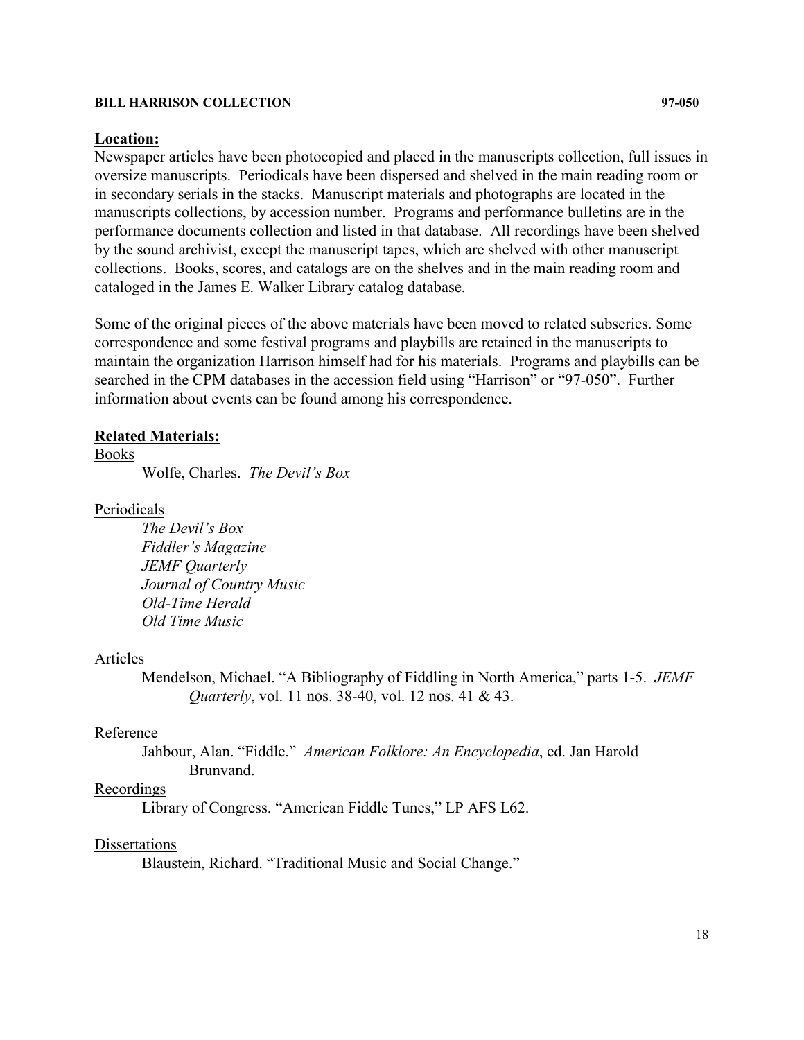**Location:**

Newspaper articles have been photocopied and placed in the manuscripts collection, full issues in oversize manuscripts. Periodicals have been dispersed and shelved in the main reading room or in secondary serials in the stacks. Manuscript materials and photographs are located in the manuscripts collections, by accession number. Programs and performance bulletins are in the performance documents collection and listed in that database. All recordings have been shelved by the sound archivist, except the manuscript tapes, which are shelved with other manuscript collections. Books, scores, and catalogs are on the shelves and in the main reading room and cataloged in the James E. Walker Library catalog database.

Some of the original pieces of the above materials have been moved to related subseries. Some correspondence and some festival programs and playbills are retained in the manuscripts to maintain the organization Harrison himself had for his materials. Programs and playbills can be searched in the CPM databases in the accession field using "Harrison" or "97-050". Further information about events can be found among his correspondence.

**Related Materials:**

Books

Wolfe, Charles. *The Devil's Box*

Periodicals

*The Devil's Box*
*Fiddler's Magazine*
*JEMF Quarterly*
*Journal of Country Music*
*Old-Time Herald*
*Old Time Music*

Articles

Mendelson, Michael. "A Bibliography of Fiddling in North America," parts 1-5. *JEMF Quarterly*, vol. 11 nos. 38-40, vol. 12 nos. 41 & 43.

Reference

Jahbour, Alan. "Fiddle." *American Folklore: An Encyclopedia*, ed. Jan Harold Brunvand.

Recordings

Library of Congress. "American Fiddle Tunes," LP AFS L62.

Dissertations

Blaustein, Richard. "Traditional Music and Social Change."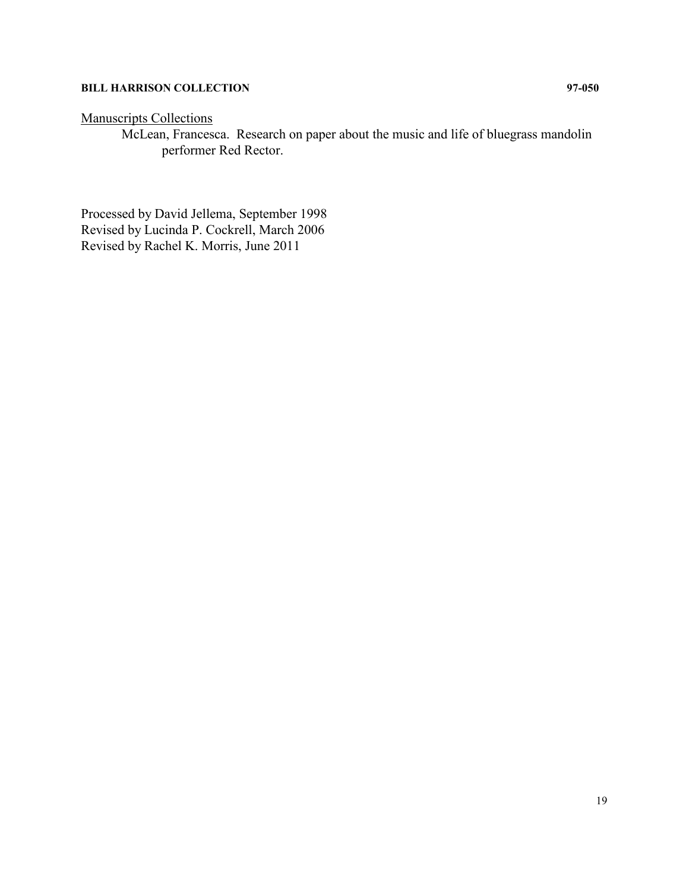Manuscripts Collections

McLean, Francesca. Research on paper about the music and life of bluegrass mandolin performer Red Rector.

Processed by David Jellema, September 1998
Revised by Lucinda P. Cockrell, March 2006
Revised by Rachel K. Morris, June 2011